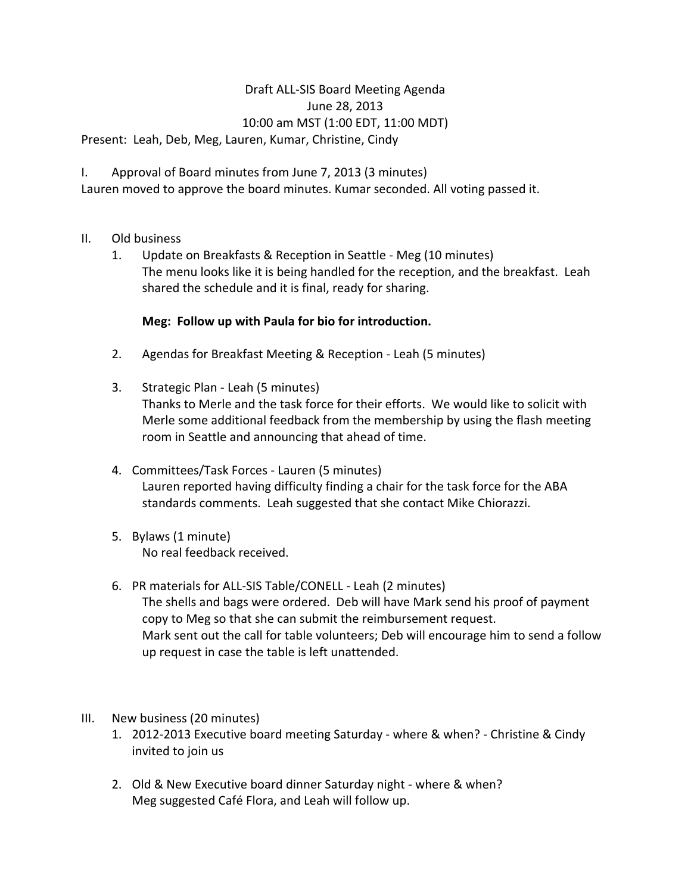Draft ALL-SIS Board Meeting Agenda
June 28, 2013
10:00 am MST (1:00 EDT, 11:00 MDT)

Present: Leah, Deb, Meg, Lauren, Kumar, Christine, Cindy

I. Approval of Board minutes from June 7, 2013 (3 minutes)

Lauren moved to approve the board minutes. Kumar seconded. All voting passed it.

II. Old business

1. Update on Breakfasts & Reception in Seattle - Meg (10 minutes)
   The menu looks like it is being handled for the reception, and the breakfast. Leah shared the schedule and it is final, ready for sharing.

   **Meg: Follow up with Paula for bio for introduction.**

2. Agendas for Breakfast Meeting & Reception - Leah (5 minutes)

3. Strategic Plan - Leah (5 minutes)
   Thanks to Merle and the task force for their efforts. We would like to solicit with Merle some additional feedback from the membership by using the flash meeting room in Seattle and announcing that ahead of time.

4. Committees/Task Forces - Lauren (5 minutes)
   Lauren reported having difficulty finding a chair for the task force for the ABA standards comments. Leah suggested that she contact Mike Chiorazzi.

5. Bylaws (1 minute)
   No real feedback received.

6. PR materials for ALL-SIS Table/CONELL - Leah (2 minutes)
   The shells and bags were ordered. Deb will have Mark send his proof of payment copy to Meg so that she can submit the reimbursement request.
   Mark sent out the call for table volunteers; Deb will encourage him to send a follow up request in case the table is left unattended.

III. New business (20 minutes)

1. 2012-2013 Executive board meeting Saturday - where & when? - Christine & Cindy invited to join us

2. Old & New Executive board dinner Saturday night - where & when?
   Meg suggested Café Flora, and Leah will follow up.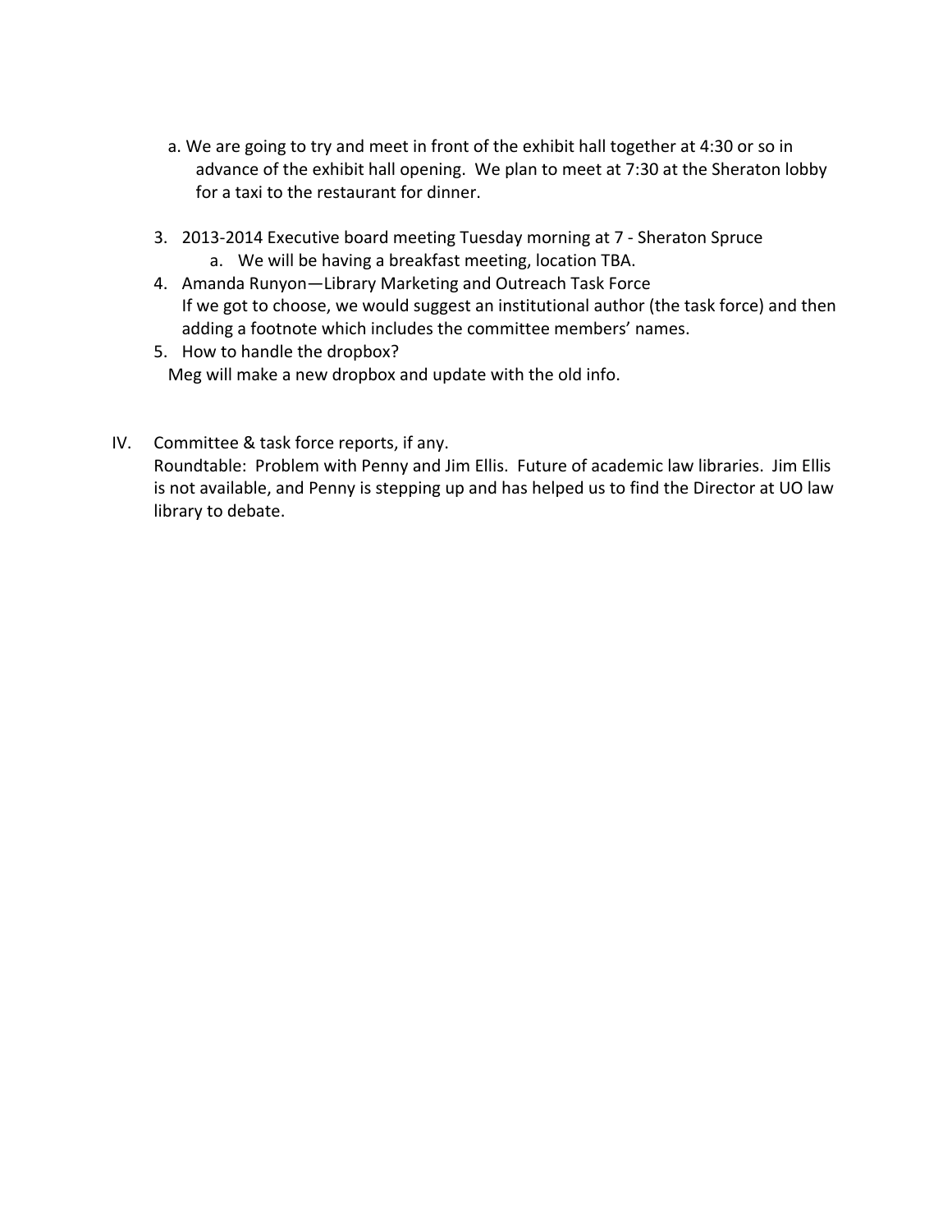a. We are going to try and meet in front of the exhibit hall together at 4:30 or so in advance of the exhibit hall opening. We plan to meet at 7:30 at the Sheraton lobby for a taxi to the restaurant for dinner.

3. 2013-2014 Executive board meeting Tuesday morning at 7 - Sheraton Spruce
   a. We will be having a breakfast meeting, location TBA.
4. Amanda Runyon—Library Marketing and Outreach Task Force
   If we got to choose, we would suggest an institutional author (the task force) and then adding a footnote which includes the committee members' names.
5. How to handle the dropbox?
   Meg will make a new dropbox and update with the old info.

IV. Committee & task force reports, if any.
   Roundtable: Problem with Penny and Jim Ellis. Future of academic law libraries. Jim Ellis is not available, and Penny is stepping up and has helped us to find the Director at UO law library to debate.